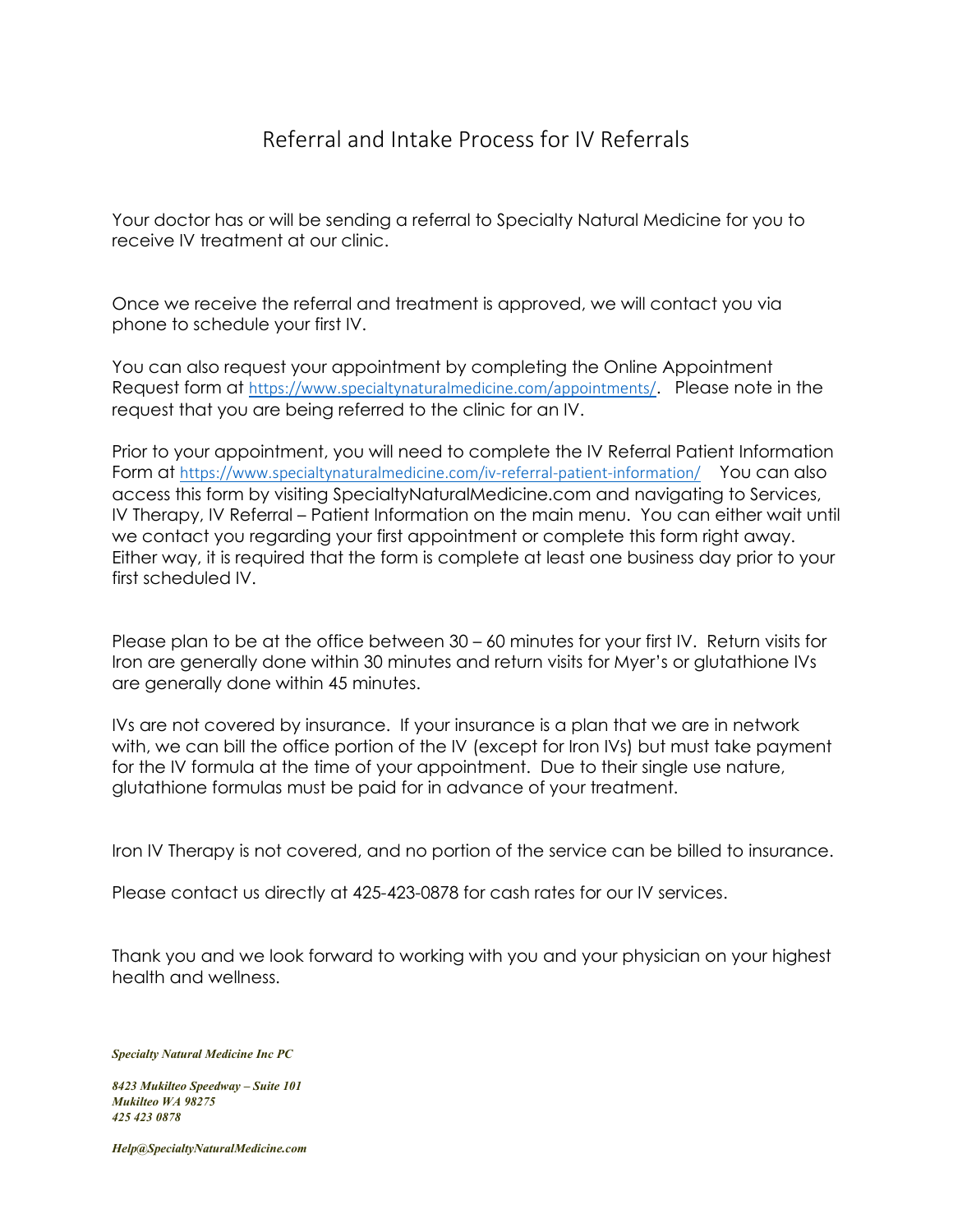# Referral and Intake Process for IV Referrals

Your doctor has or will be sending a referral to Specialty Natural Medicine for you to receive IV treatment at our clinic.

Once we receive the referral and treatment is approved, we will contact you via phone to schedule your first IV.

You can also request your appointment by completing the Online Appointment Request form at https://www.specialtynaturalmedicine.com/appointments/. Please note in the request that you are being referred to the clinic for an IV.

Prior to your appointment, you will need to complete the IV Referral Patient Information Form at https://www.specialtynaturalmedicine.com/iv-referral-patient-information/ You can also access this form by visiting SpecialtyNaturalMedicine.com and navigating to Services, IV Therapy, IV Referral – Patient Information on the main menu. You can either wait until we contact you regarding your first appointment or complete this form right away. Either way, it is required that the form is complete at least one business day prior to your first scheduled IV.

Please plan to be at the office between 30 – 60 minutes for your first IV. Return visits for Iron are generally done within 30 minutes and return visits for Myer's or glutathione IVs are generally done within 45 minutes.

IVs are not covered by insurance. If your insurance is a plan that we are in network with, we can bill the office portion of the IV (except for Iron IVs) but must take payment for the IV formula at the time of your appointment. Due to their single use nature, glutathione formulas must be paid for in advance of your treatment.

Iron IV Therapy is not covered, and no portion of the service can be billed to insurance.

Please contact us directly at 425-423-0878 for cash rates for our IV services.

Thank you and we look forward to working with you and your physician on your highest health and wellness.

***Specialty Natural Medicine Inc PC***

***8423 Mukilteo Speedway – Suite 101***
***Mukilteo WA 98275***
***425 423 0878***

***Help@SpecialtyNaturalMedicine.com***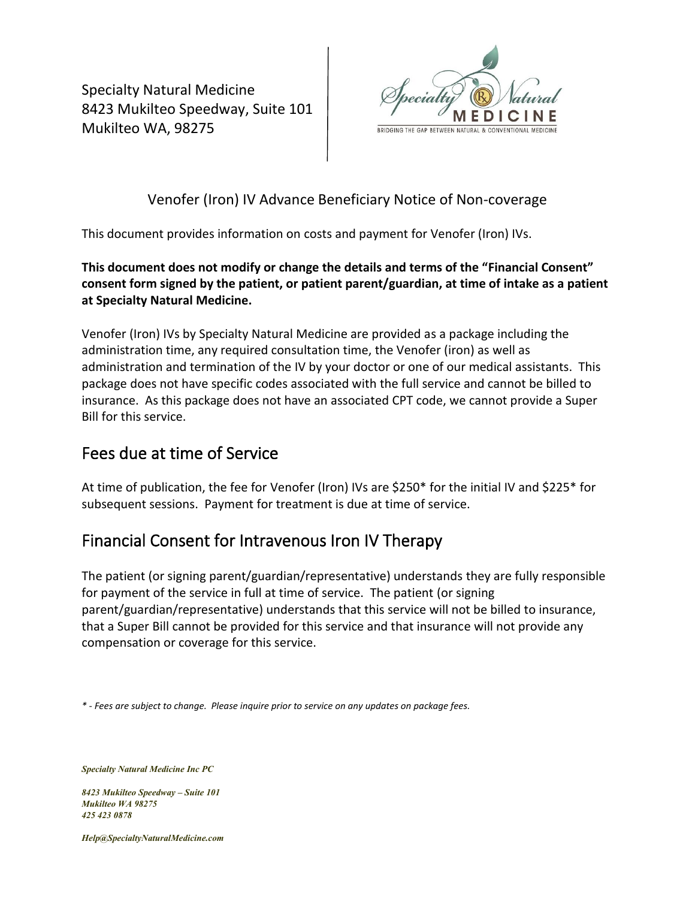Specialty Natural Medicine
8423 Mukilteo Speedway, Suite 101
Mukilteo WA, 98275

# Venofer (Iron) IV Advance Beneficiary Notice of Non-coverage

This document provides information on costs and payment for Venofer (Iron) IVs.

**This document does not modify or change the details and terms of the "Financial Consent" consent form signed by the patient, or patient parent/guardian, at time of intake as a patient at Specialty Natural Medicine.**

Venofer (Iron) IVs by Specialty Natural Medicine are provided as a package including the administration time, any required consultation time, the Venofer (iron) as well as administration and termination of the IV by your doctor or one of our medical assistants. This package does not have specific codes associated with the full service and cannot be billed to insurance. As this package does not have an associated CPT code, we cannot provide a Super Bill for this service.

## Fees due at time of Service

At time of publication, the fee for Venofer (Iron) IVs are $250* for the initial IV and $225* for subsequent sessions. Payment for treatment is due at time of service.

## Financial Consent for Intravenous Iron IV Therapy

The patient (or signing parent/guardian/representative) understands they are fully responsible for payment of the service in full at time of service. The patient (or signing parent/guardian/representative) understands that this service will not be billed to insurance, that a Super Bill cannot be provided for this service and that insurance will not provide any compensation or coverage for this service.

*\* - Fees are subject to change. Please inquire prior to service on any updates on package fees.*

***Specialty Natural Medicine Inc PC***

***8423 Mukilteo Speedway – Suite 101***
***Mukilteo WA 98275***
***425 423 0878***

***Help@SpecialtyNaturalMedicine.com***